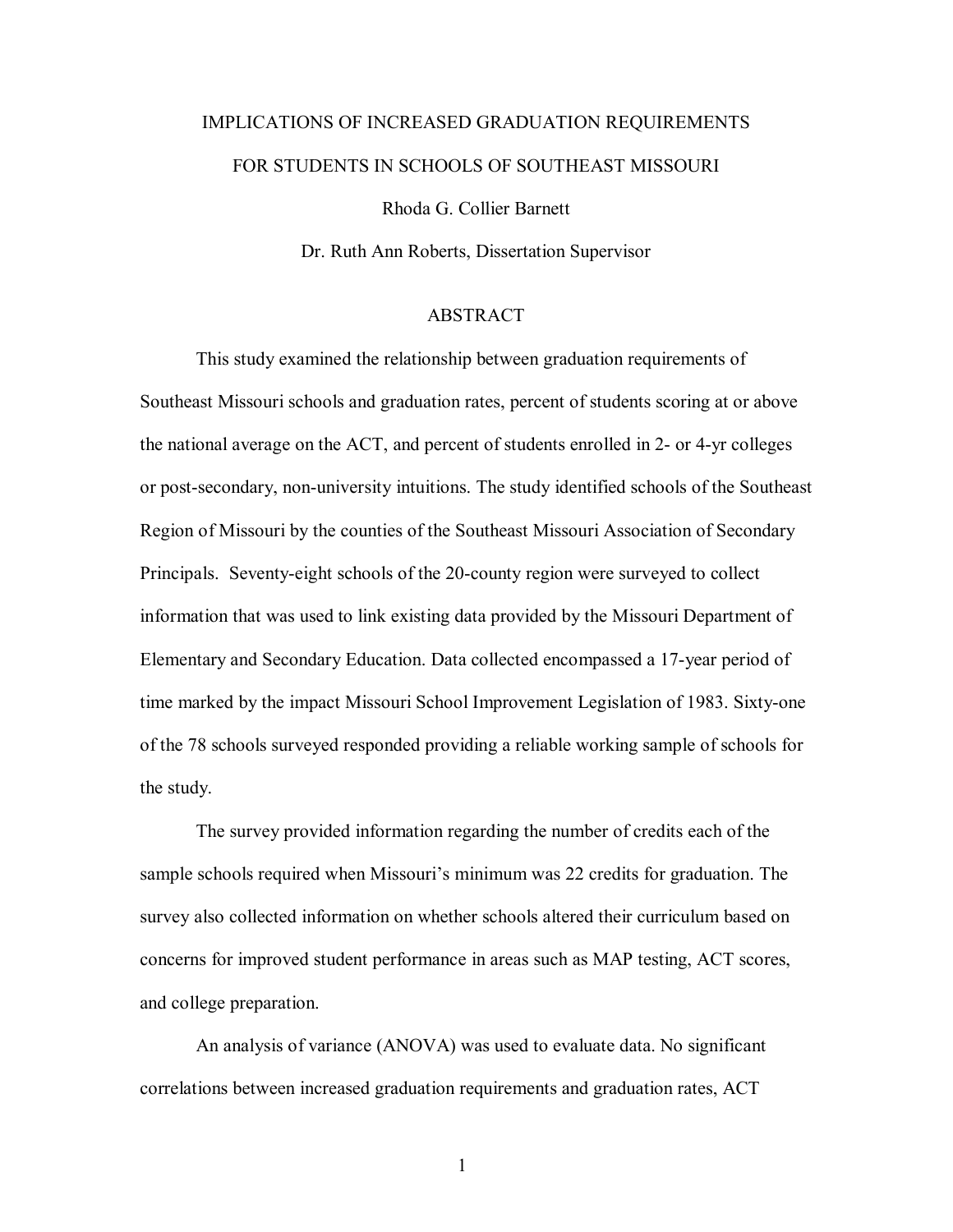# IMPLICATIONS OF INCREASED GRADUATION REQUIREMENTS FOR STUDENTS IN SCHOOLS OF SOUTHEAST MISSOURI

Rhoda G. Collier Barnett

Dr. Ruth Ann Roberts, Dissertation Supervisor

## ABSTRACT

This study examined the relationship between graduation requirements of Southeast Missouri schools and graduation rates, percent of students scoring at or above the national average on the ACT, and percent of students enrolled in 2- or 4-yr colleges or post-secondary, non-university intuitions. The study identified schools of the Southeast Region of Missouri by the counties of the Southeast Missouri Association of Secondary Principals. Seventy-eight schools of the 20-county region were surveyed to collect information that was used to link existing data provided by the Missouri Department of Elementary and Secondary Education. Data collected encompassed a 17-year period of time marked by the impact Missouri School Improvement Legislation of 1983. Sixty-one of the 78 schools surveyed responded providing a reliable working sample of schools for the study.

The survey provided information regarding the number of credits each of the sample schools required when Missouri's minimum was 22 credits for graduation. The survey also collected information on whether schools altered their curriculum based on concerns for improved student performance in areas such as MAP testing, ACT scores, and college preparation.

An analysis of variance (ANOVA) was used to evaluate data. No significant correlations between increased graduation requirements and graduation rates, ACT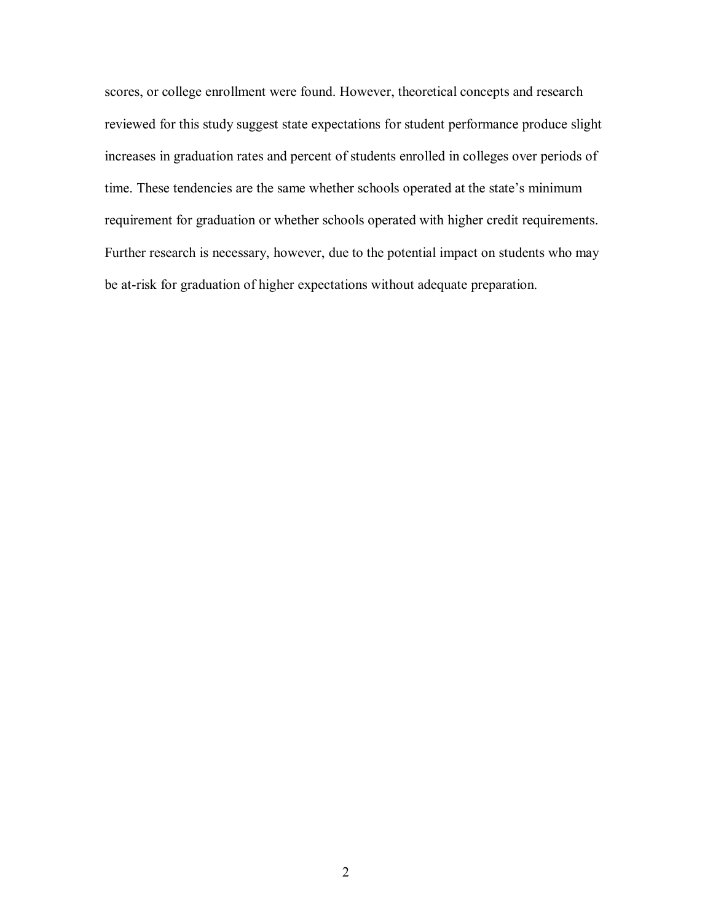scores, or college enrollment were found. However, theoretical concepts and research reviewed for this study suggest state expectations for student performance produce slight increases in graduation rates and percent of students enrolled in colleges over periods of time. These tendencies are the same whether schools operated at the state's minimum requirement for graduation or whether schools operated with higher credit requirements. Further research is necessary, however, due to the potential impact on students who may be at-risk for graduation of higher expectations without adequate preparation.